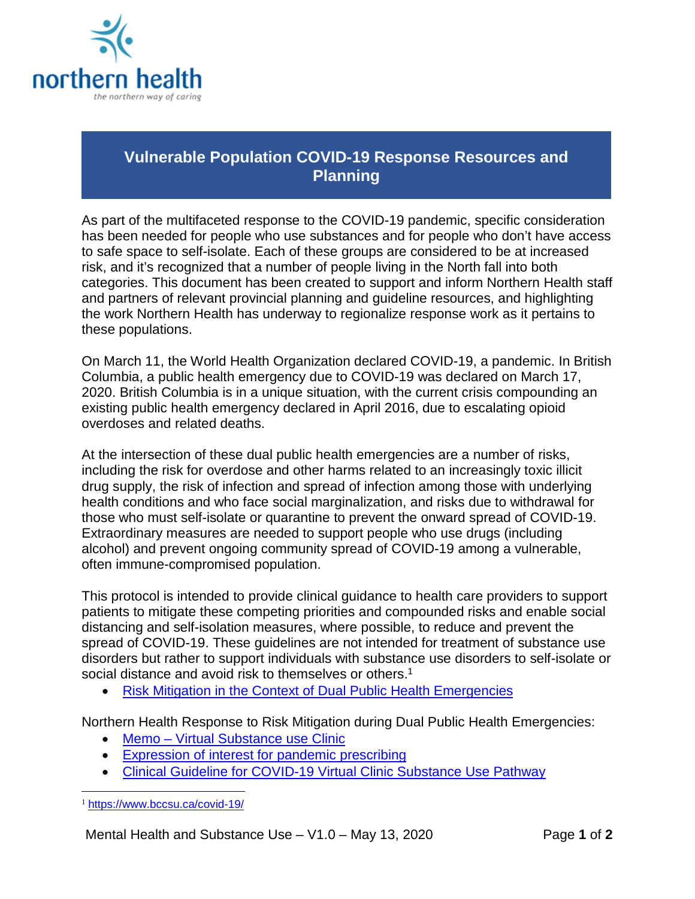northern health

*the northern way of caring*

# Vulnerable Population COVID-19 Response Resources and Planning

As part of the multifaceted response to the COVID-19 pandemic, specific consideration has been needed for people who use substances and for people who don't have access to safe space to self-isolate. Each of these groups are considered to be at increased risk, and it's recognized that a number of people living in the North fall into both categories. This document has been created to support and inform Northern Health staff and partners of relevant provincial planning and guideline resources, and highlighting the work Northern Health has underway to regionalize response work as it pertains to these populations.

On March 11, the World Health Organization declared COVID-19, a pandemic. In British Columbia, a public health emergency due to COVID-19 was declared on March 17, 2020. British Columbia is in a unique situation, with the current crisis compounding an existing public health emergency declared in April 2016, due to escalating opioid overdoses and related deaths.

At the intersection of these dual public health emergencies are a number of risks, including the risk for overdose and other harms related to an increasingly toxic illicit drug supply, the risk of infection and spread of infection among those with underlying health conditions and who face social marginalization, and risks due to withdrawal for those who must self-isolate or quarantine to prevent the onward spread of COVID-19. Extraordinary measures are needed to support people who use drugs (including alcohol) and prevent ongoing community spread of COVID-19 among a vulnerable, often immune-compromised population.

This protocol is intended to provide clinical guidance to health care providers to support patients to mitigate these competing priorities and compounded risks and enable social distancing and self-isolation measures, where possible, to reduce and prevent the spread of COVID-19. These guidelines are not intended for treatment of substance use disorders but rather to support individuals with substance use disorders to self-isolate or social distance and avoid risk to themselves or others.[1]

- Risk Mitigation in the Context of Dual Public Health Emergencies

Northern Health Response to Risk Mitigation during Dual Public Health Emergencies:

- Memo – Virtual Substance use Clinic
- Expression of interest for pandemic prescribing
- Clinical Guideline for COVID-19 Virtual Clinic Substance Use Pathway

[1] https://www.bccsu.ca/covid-19/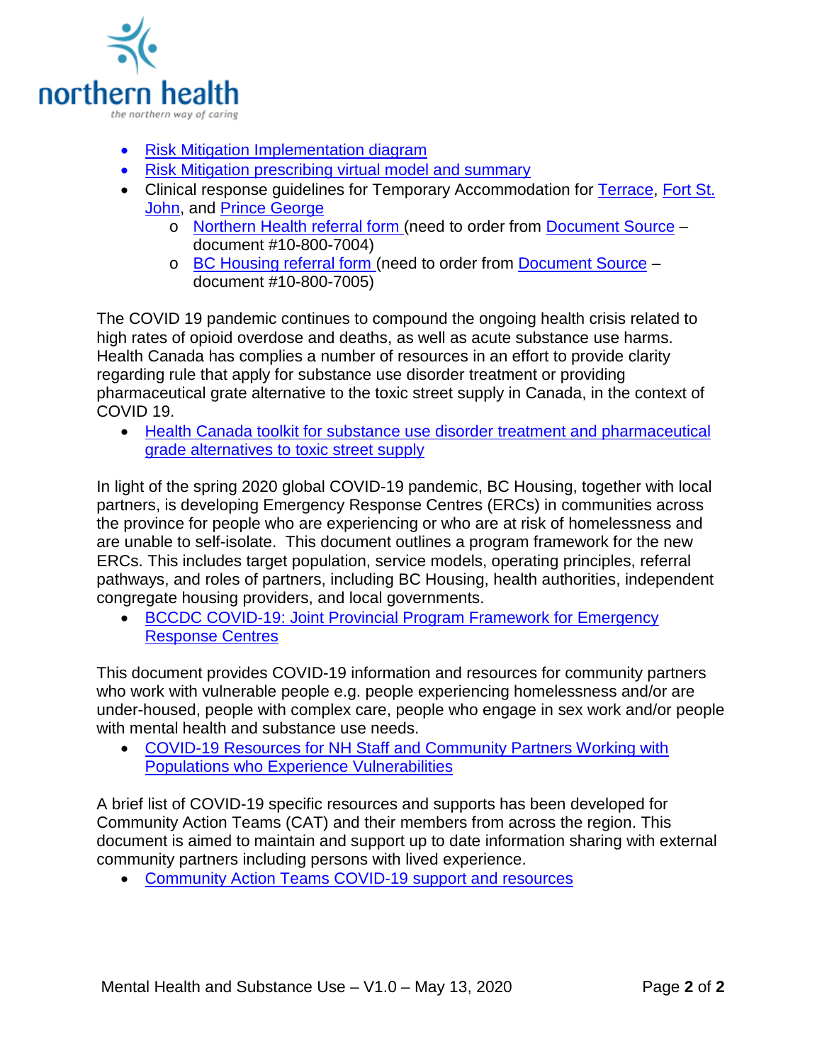- Risk Mitigation Implementation diagram
- Risk Mitigation prescribing virtual model and summary
- Clinical response guidelines for Temporary Accommodation for Terrace, Fort St. John, and Prince George
  - Northern Health referral form (need to order from Document Source – document #10-800-7004)
  - BC Housing referral form (need to order from Document Source – document #10-800-7005)

The COVID 19 pandemic continues to compound the ongoing health crisis related to high rates of opioid overdose and deaths, as well as acute substance use harms. Health Canada has complies a number of resources in an effort to provide clarity regarding rule that apply for substance use disorder treatment or providing pharmaceutical grate alternative to the toxic street supply in Canada, in the context of COVID 19.

- Health Canada toolkit for substance use disorder treatment and pharmaceutical grade alternatives to toxic street supply

In light of the spring 2020 global COVID-19 pandemic, BC Housing, together with local partners, is developing Emergency Response Centres (ERCs) in communities across the province for people who are experiencing or who are at risk of homelessness and are unable to self-isolate. This document outlines a program framework for the new ERCs. This includes target population, service models, operating principles, referral pathways, and roles of partners, including BC Housing, health authorities, independent congregate housing providers, and local governments.

- BCCDC COVID-19: Joint Provincial Program Framework for Emergency Response Centres

This document provides COVID-19 information and resources for community partners who work with vulnerable people e.g. people experiencing homelessness and/or are under-housed, people with complex care, people who engage in sex work and/or people with mental health and substance use needs.

- COVID-19 Resources for NH Staff and Community Partners Working with Populations who Experience Vulnerabilities

A brief list of COVID-19 specific resources and supports has been developed for Community Action Teams (CAT) and their members from across the region. This document is aimed to maintain and support up to date information sharing with external community partners including persons with lived experience.

- Community Action Teams COVID-19 support and resources